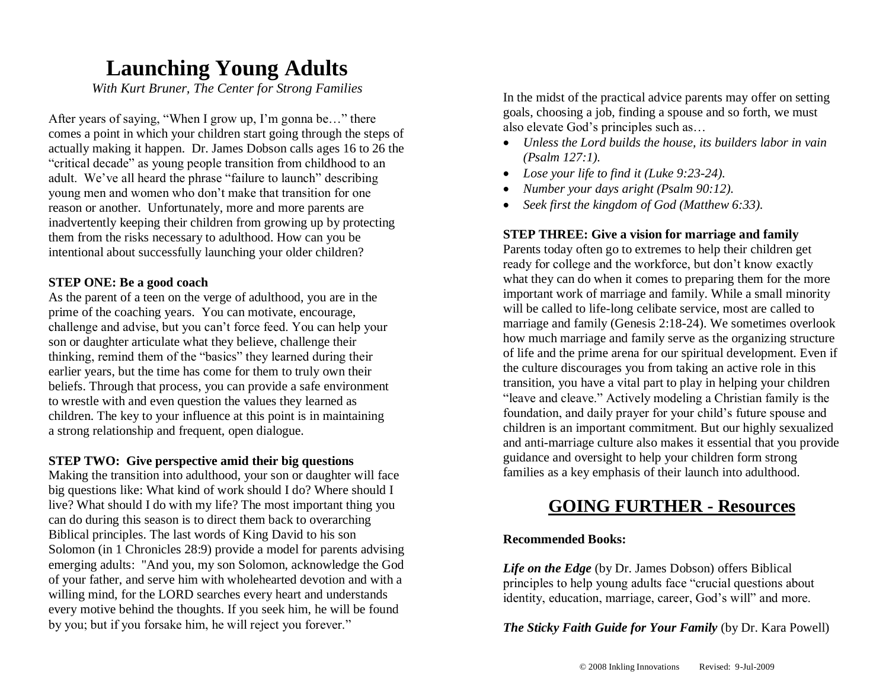# Launching Young Adults

*With Kurt Bruner, The Center for Strong Families*

After years of saying, "When I grow up, I'm gonna be…" there comes a point in which your children start going through the steps of actually making it happen. Dr. James Dobson calls ages 16 to 26 the "critical decade" as young people transition from childhood to an adult. We've all heard the phrase "failure to launch" describing young men and women who don't make that transition for one reason or another. Unfortunately, more and more parents are inadvertently keeping their children from growing up by protecting them from the risks necessary to adulthood. How can you be intentional about successfully launching your older children?

**STEP ONE: Be a good coach**

As the parent of a teen on the verge of adulthood, you are in the prime of the coaching years. You can motivate, encourage, challenge and advise, but you can't force feed. You can help your son or daughter articulate what they believe, challenge their thinking, remind them of the "basics" they learned during their earlier years, but the time has come for them to truly own their beliefs. Through that process, you can provide a safe environment to wrestle with and even question the values they learned as children. The key to your influence at this point is in maintaining a strong relationship and frequent, open dialogue.

**STEP TWO: Give perspective amid their big questions**

Making the transition into adulthood, your son or daughter will face big questions like: What kind of work should I do? Where should I live? What should I do with my life? The most important thing you can do during this season is to direct them back to overarching Biblical principles. The last words of King David to his son Solomon (in 1 Chronicles 28:9) provide a model for parents advising emerging adults: "And you, my son Solomon, acknowledge the God of your father, and serve him with wholehearted devotion and with a willing mind, for the LORD searches every heart and understands every motive behind the thoughts. If you seek him, he will be found by you; but if you forsake him, he will reject you forever."

In the midst of the practical advice parents may offer on setting goals, choosing a job, finding a spouse and so forth, we must also elevate God's principles such as…

- *Unless the Lord builds the house, its builders labor in vain (Psalm 127:1).*
- *Lose your life to find it (Luke 9:23-24).*
- *Number your days aright (Psalm 90:12).*
- *Seek first the kingdom of God (Matthew 6:33).*

**STEP THREE: Give a vision for marriage and family**

Parents today often go to extremes to help their children get ready for college and the workforce, but don't know exactly what they can do when it comes to preparing them for the more important work of marriage and family. While a small minority will be called to life-long celibate service, most are called to marriage and family (Genesis 2:18-24). We sometimes overlook how much marriage and family serve as the organizing structure of life and the prime arena for our spiritual development. Even if the culture discourages you from taking an active role in this transition, you have a vital part to play in helping your children "leave and cleave." Actively modeling a Christian family is the foundation, and daily prayer for your child's future spouse and children is an important commitment. But our highly sexualized and anti-marriage culture also makes it essential that you provide guidance and oversight to help your children form strong families as a key emphasis of their launch into adulthood.

## GOING FURTHER - Resources

**Recommended Books:**

***Life on the Edge*** (by Dr. James Dobson) offers Biblical principles to help young adults face "crucial questions about identity, education, marriage, career, God's will" and more.

***The Sticky Faith Guide for Your Family*** (by Dr. Kara Powell)

© 2008 Inkling Innovations Revised: 9-Jul-2009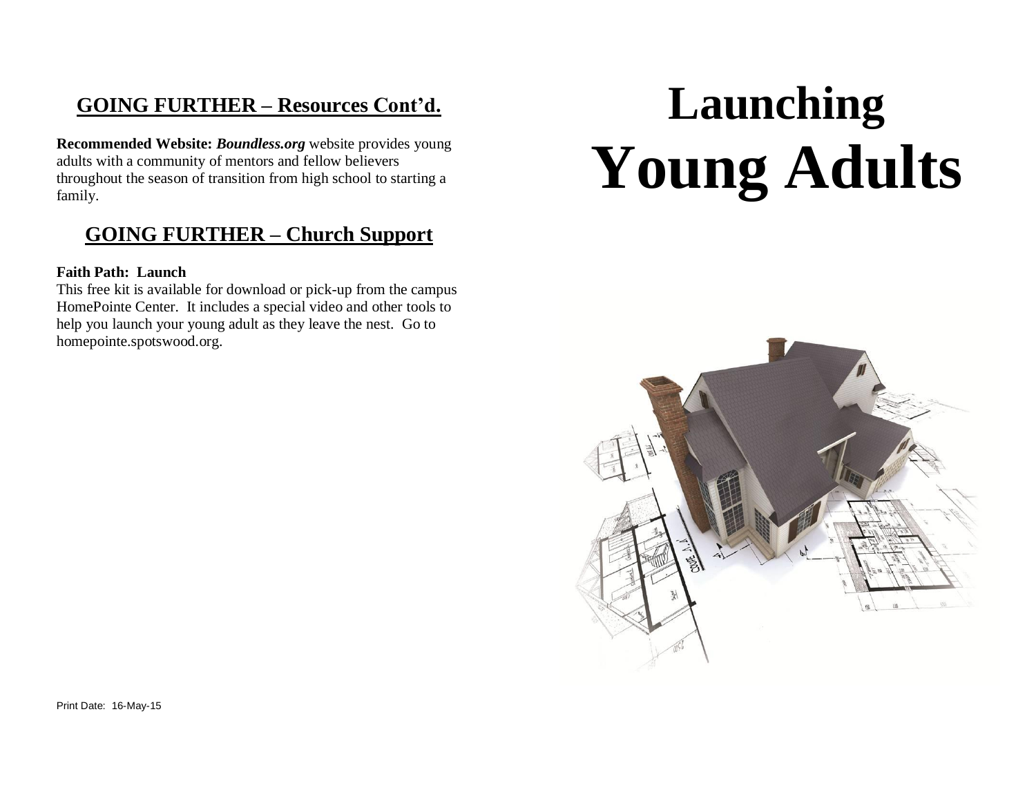## GOING FURTHER – Resources Cont'd.

**Recommended Website:** ***Boundless.org*** website provides young adults with a community of mentors and fellow believers throughout the season of transition from high school to starting a family.

## GOING FURTHER – Church Support

**Faith Path: Launch**
This free kit is available for download or pick-up from the campus HomePointe Center. It includes a special video and other tools to help you launch your young adult as they leave the nest. Go to homepointe.spotswood.org.

Print Date: 16-May-15

# Launching Young Adults